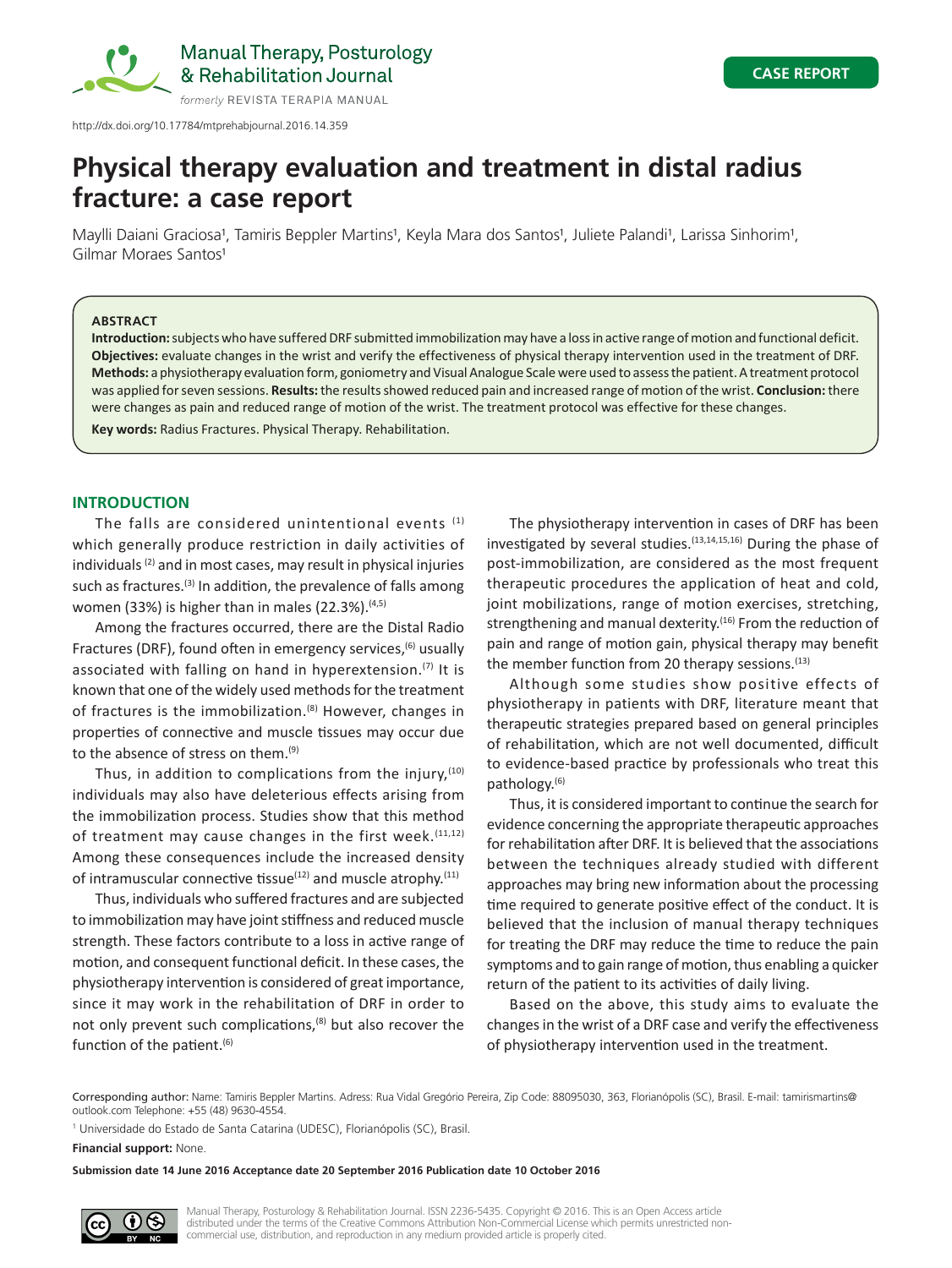http://dx.doi.org/10.17784/mtprehabjournal.2016.14.359

CASE REPORT

# Physical therapy evaluation and treatment in distal radius fracture: a case report

Maylli Daiani Graciosa[1], Tamiris Beppler Martins[1], Keyla Mara dos Santos[1], Juliete Palandi[1], Larissa Sinhorim[1], Gilmar Moraes Santos[1]

**ABSTRACT**

**Introduction:** subjects who have suffered DRF submitted immobilization may have a loss in active range of motion and functional deficit. **Objectives:** evaluate changes in the wrist and verify the effectiveness of physical therapy intervention used in the treatment of DRF. **Methods:** a physiotherapy evaluation form, goniometry and Visual Analogue Scale were used to assess the patient. A treatment protocol was applied for seven sessions. **Results:** the results showed reduced pain and increased range of motion of the wrist. **Conclusion:** there were changes as pain and reduced range of motion of the wrist. The treatment protocol was effective for these changes.

**Key words:** Radius Fractures. Physical Therapy. Rehabilitation.

## INTRODUCTION

The falls are considered unintentional events [1] which generally produce restriction in daily activities of individuals [2] and in most cases, may result in physical injuries such as fractures.[3] In addition, the prevalence of falls among women (33%) is higher than in males (22.3%).[4,5]

Among the fractures occurred, there are the Distal Radio Fractures (DRF), found often in emergency services,[6] usually associated with falling on hand in hyperextension.[7] It is known that one of the widely used methods for the treatment of fractures is the immobilization.[8] However, changes in properties of connective and muscle tissues may occur due to the absence of stress on them.[9]

Thus, in addition to complications from the injury,[10] individuals may also have deleterious effects arising from the immobilization process. Studies show that this method of treatment may cause changes in the first week.[11,12] Among these consequences include the increased density of intramuscular connective tissue[12] and muscle atrophy.[11]

Thus, individuals who suffered fractures and are subjected to immobilization may have joint stiffness and reduced muscle strength. These factors contribute to a loss in active range of motion, and consequent functional deficit. In these cases, the physiotherapy intervention is considered of great importance, since it may work in the rehabilitation of DRF in order to not only prevent such complications,[8] but also recover the function of the patient.[6]

The physiotherapy intervention in cases of DRF has been investigated by several studies.[13,14,15,16] During the phase of post-immobilization, are considered as the most frequent therapeutic procedures the application of heat and cold, joint mobilizations, range of motion exercises, stretching, strengthening and manual dexterity.[16] From the reduction of pain and range of motion gain, physical therapy may benefit the member function from 20 therapy sessions.[13]

Although some studies show positive effects of physiotherapy in patients with DRF, literature meant that therapeutic strategies prepared based on general principles of rehabilitation, which are not well documented, difficult to evidence-based practice by professionals who treat this pathology.[6]

Thus, it is considered important to continue the search for evidence concerning the appropriate therapeutic approaches for rehabilitation after DRF. It is believed that the associations between the techniques already studied with different approaches may bring new information about the processing time required to generate positive effect of the conduct. It is believed that the inclusion of manual therapy techniques for treating the DRF may reduce the time to reduce the pain symptoms and to gain range of motion, thus enabling a quicker return of the patient to its activities of daily living.

Based on the above, this study aims to evaluate the changes in the wrist of a DRF case and verify the effectiveness of physiotherapy intervention used in the treatment.

Corresponding author: Name: Tamiris Beppler Martins. Adress: Rua Vidal Gregório Pereira, Zip Code: 88095030, 363, Florianópolis (SC), Brasil. E-mail: tamirismartins@outlook.com Telephone: +55 (48) 9630-4554.

[1] Universidade do Estado de Santa Catarina (UDESC), Florianópolis (SC), Brasil.

**Financial support:** None.

**Submission date 14 June 2016 Acceptance date 20 September 2016 Publication date 10 October 2016**

Manual Therapy, Posturology & Rehabilitation Journal. ISSN 2236-5435. Copyright © 2016. This is an Open Access article distributed under the terms of the Creative Commons Attribution Non-Commercial License which permits unrestricted non-commercial use, distribution, and reproduction in any medium provided article is properly cited.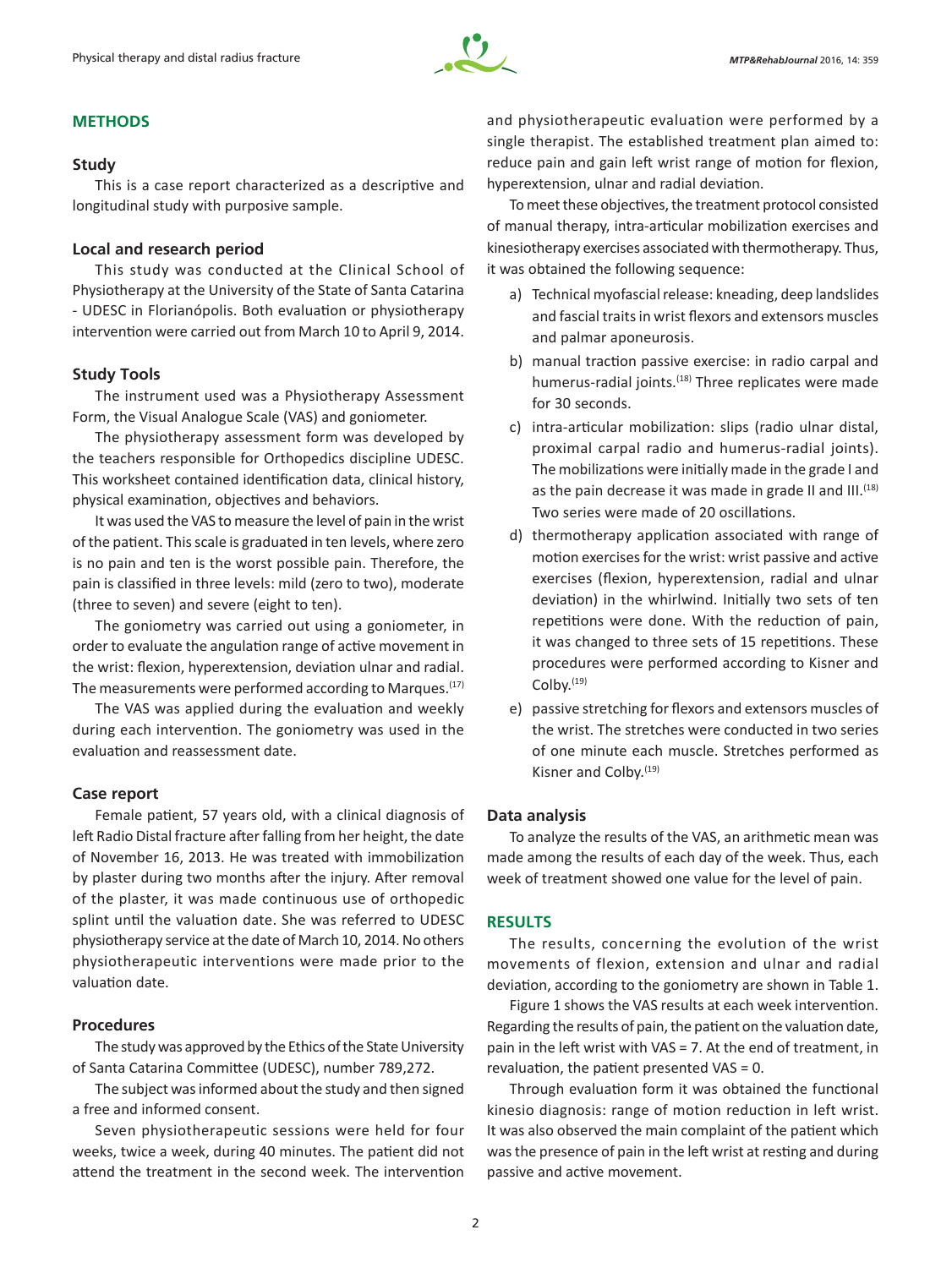## METHODS

### Study

This is a case report characterized as a descriptive and longitudinal study with purposive sample.

### Local and research period

This study was conducted at the Clinical School of Physiotherapy at the University of the State of Santa Catarina - UDESC in Florianópolis. Both evaluation or physiotherapy intervention were carried out from March 10 to April 9, 2014.

### Study Tools

The instrument used was a Physiotherapy Assessment Form, the Visual Analogue Scale (VAS) and goniometer.

The physiotherapy assessment form was developed by the teachers responsible for Orthopedics discipline UDESC. This worksheet contained identification data, clinical history, physical examination, objectives and behaviors.

It was used the VAS to measure the level of pain in the wrist of the patient. This scale is graduated in ten levels, where zero is no pain and ten is the worst possible pain. Therefore, the pain is classified in three levels: mild (zero to two), moderate (three to seven) and severe (eight to ten).

The goniometry was carried out using a goniometer, in order to evaluate the angulation range of active movement in the wrist: flexion, hyperextension, deviation ulnar and radial. The measurements were performed according to Marques.[17]

The VAS was applied during the evaluation and weekly during each intervention. The goniometry was used in the evaluation and reassessment date.

### Case report

Female patient, 57 years old, with a clinical diagnosis of left Radio Distal fracture after falling from her height, the date of November 16, 2013. He was treated with immobilization by plaster during two months after the injury. After removal of the plaster, it was made continuous use of orthopedic splint until the valuation date. She was referred to UDESC physiotherapy service at the date of March 10, 2014. No others physiotherapeutic interventions were made prior to the valuation date.

### Procedures

The study was approved by the Ethics of the State University of Santa Catarina Committee (UDESC), number 789,272.

The subject was informed about the study and then signed a free and informed consent.

Seven physiotherapeutic sessions were held for four weeks, twice a week, during 40 minutes. The patient did not attend the treatment in the second week. The intervention and physiotherapeutic evaluation were performed by a single therapist. The established treatment plan aimed to: reduce pain and gain left wrist range of motion for flexion, hyperextension, ulnar and radial deviation.

To meet these objectives, the treatment protocol consisted of manual therapy, intra-articular mobilization exercises and kinesiotherapy exercises associated with thermotherapy. Thus, it was obtained the following sequence:

a) Technical myofascial release: kneading, deep landslides and fascial traits in wrist flexors and extensors muscles and palmar aponeurosis.
b) manual traction passive exercise: in radio carpal and humerus-radial joints.[18] Three replicates were made for 30 seconds.
c) intra-articular mobilization: slips (radio ulnar distal, proximal carpal radio and humerus-radial joints). The mobilizations were initially made in the grade I and as the pain decrease it was made in grade II and III.[18] Two series were made of 20 oscillations.
d) thermotherapy application associated with range of motion exercises for the wrist: wrist passive and active exercises (flexion, hyperextension, radial and ulnar deviation) in the whirlwind. Initially two sets of ten repetitions were done. With the reduction of pain, it was changed to three sets of 15 repetitions. These procedures were performed according to Kisner and Colby.[19]
e) passive stretching for flexors and extensors muscles of the wrist. The stretches were conducted in two series of one minute each muscle. Stretches performed as Kisner and Colby.[19]

### Data analysis

To analyze the results of the VAS, an arithmetic mean was made among the results of each day of the week. Thus, each week of treatment showed one value for the level of pain.

## RESULTS

The results, concerning the evolution of the wrist movements of flexion, extension and ulnar and radial deviation, according to the goniometry are shown in Table 1.

Figure 1 shows the VAS results at each week intervention. Regarding the results of pain, the patient on the valuation date, pain in the left wrist with VAS = 7. At the end of treatment, in revaluation, the patient presented VAS = 0.

Through evaluation form it was obtained the functional kinesio diagnosis: range of motion reduction in left wrist. It was also observed the main complaint of the patient which was the presence of pain in the left wrist at resting and during passive and active movement.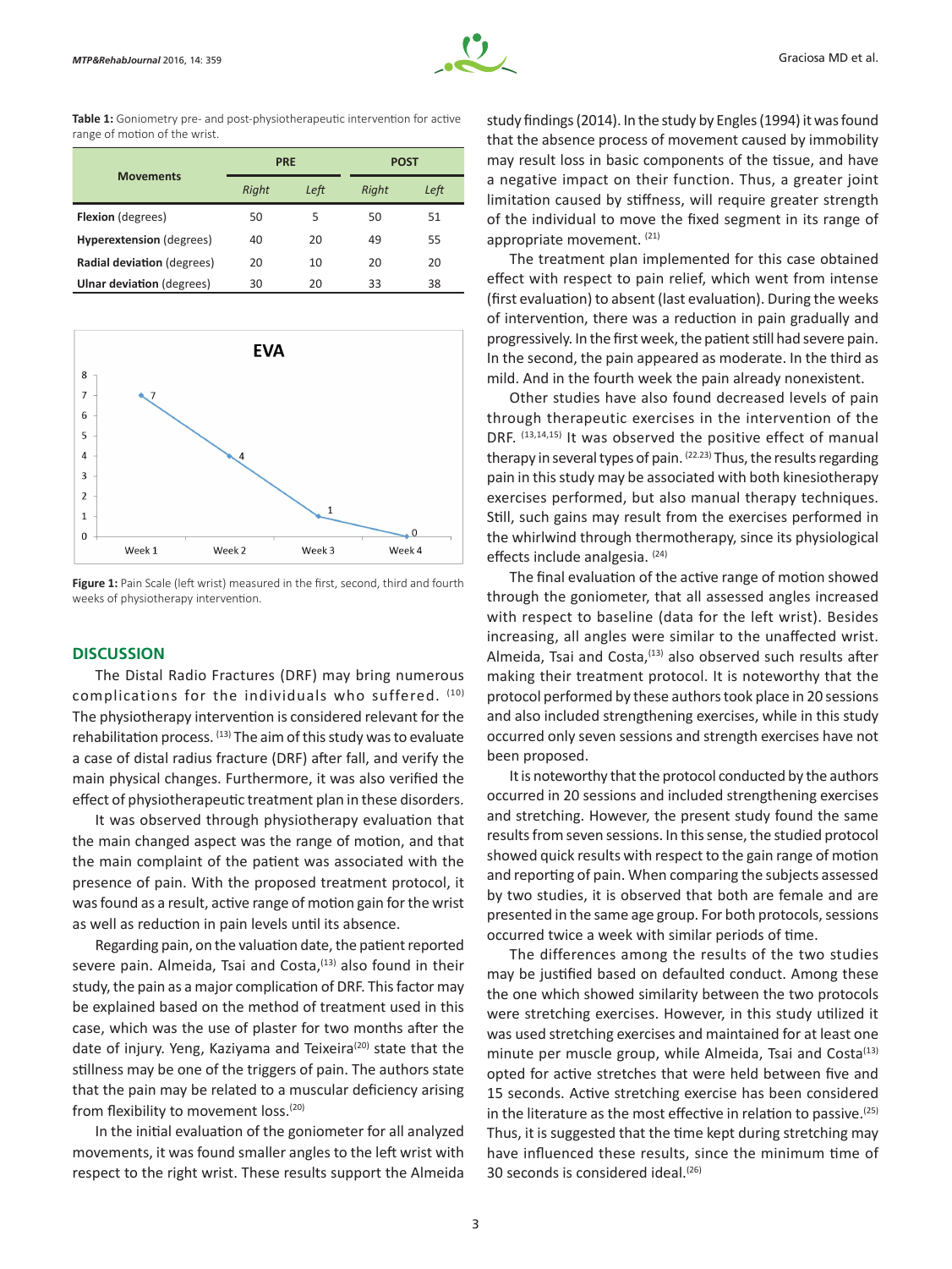**Table 1:** Goniometry pre- and post-physiotherapeutic intervention for active range of motion of the wrist.

| Movements | PRE | | POST | |
|---|---|---|---|---|
| | *Right* | *Left* | *Right* | *Left* |
| **Flexion** (degrees) | 50 | 5 | 50 | 51 |
| **Hyperextension** (degrees) | 40 | 20 | 49 | 55 |
| **Radial deviation** (degrees) | 20 | 10 | 20 | 20 |
| **Ulnar deviation** (degrees) | 30 | 20 | 33 | 38 |

**Figure 1:** Pain Scale (left wrist) measured in the first, second, third and fourth weeks of physiotherapy intervention.

## DISCUSSION

The Distal Radio Fractures (DRF) may bring numerous complications for the individuals who suffered. [10] The physiotherapy intervention is considered relevant for the rehabilitation process. [13] The aim of this study was to evaluate a case of distal radius fracture (DRF) after fall, and verify the main physical changes. Furthermore, it was also verified the effect of physiotherapeutic treatment plan in these disorders.

It was observed through physiotherapy evaluation that the main changed aspect was the range of motion, and that the main complaint of the patient was associated with the presence of pain. With the proposed treatment protocol, it was found as a result, active range of motion gain for the wrist as well as reduction in pain levels until its absence.

Regarding pain, on the valuation date, the patient reported severe pain. Almeida, Tsai and Costa,[13] also found in their study, the pain as a major complication of DRF. This factor may be explained based on the method of treatment used in this case, which was the use of plaster for two months after the date of injury. Yeng, Kaziyama and Teixeira[20] state that the stillness may be one of the triggers of pain. The authors state that the pain may be related to a muscular deficiency arising from flexibility to movement loss.[20]

In the initial evaluation of the goniometer for all analyzed movements, it was found smaller angles to the left wrist with respect to the right wrist. These results support the Almeida study findings (2014). In the study by Engles (1994) it was found that the absence process of movement caused by immobility may result loss in basic components of the tissue, and have a negative impact on their function. Thus, a greater joint limitation caused by stiffness, will require greater strength of the individual to move the fixed segment in its range of appropriate movement. [21]

The treatment plan implemented for this case obtained effect with respect to pain relief, which went from intense (first evaluation) to absent (last evaluation). During the weeks of intervention, there was a reduction in pain gradually and progressively. In the first week, the patient still had severe pain. In the second, the pain appeared as moderate. In the third as mild. And in the fourth week the pain already nonexistent.

Other studies have also found decreased levels of pain through therapeutic exercises in the intervention of the DRF. [13,14,15] It was observed the positive effect of manual therapy in several types of pain. [22.23] Thus, the results regarding pain in this study may be associated with both kinesiotherapy exercises performed, but also manual therapy techniques. Still, such gains may result from the exercises performed in the whirlwind through thermotherapy, since its physiological effects include analgesia. [24]

The final evaluation of the active range of motion showed through the goniometer, that all assessed angles increased with respect to baseline (data for the left wrist). Besides increasing, all angles were similar to the unaffected wrist. Almeida, Tsai and Costa,[13] also observed such results after making their treatment protocol. It is noteworthy that the protocol performed by these authors took place in 20 sessions and also included strengthening exercises, while in this study occurred only seven sessions and strength exercises have not been proposed.

It is noteworthy that the protocol conducted by the authors occurred in 20 sessions and included strengthening exercises and stretching. However, the present study found the same results from seven sessions. In this sense, the studied protocol showed quick results with respect to the gain range of motion and reporting of pain. When comparing the subjects assessed by two studies, it is observed that both are female and are presented in the same age group. For both protocols, sessions occurred twice a week with similar periods of time.

The differences among the results of the two studies may be justified based on defaulted conduct. Among these the one which showed similarity between the two protocols were stretching exercises. However, in this study utilized it was used stretching exercises and maintained for at least one minute per muscle group, while Almeida, Tsai and Costa[13] opted for active stretches that were held between five and 15 seconds. Active stretching exercise has been considered in the literature as the most effective in relation to passive.[25] Thus, it is suggested that the time kept during stretching may have influenced these results, since the minimum time of 30 seconds is considered ideal.[26]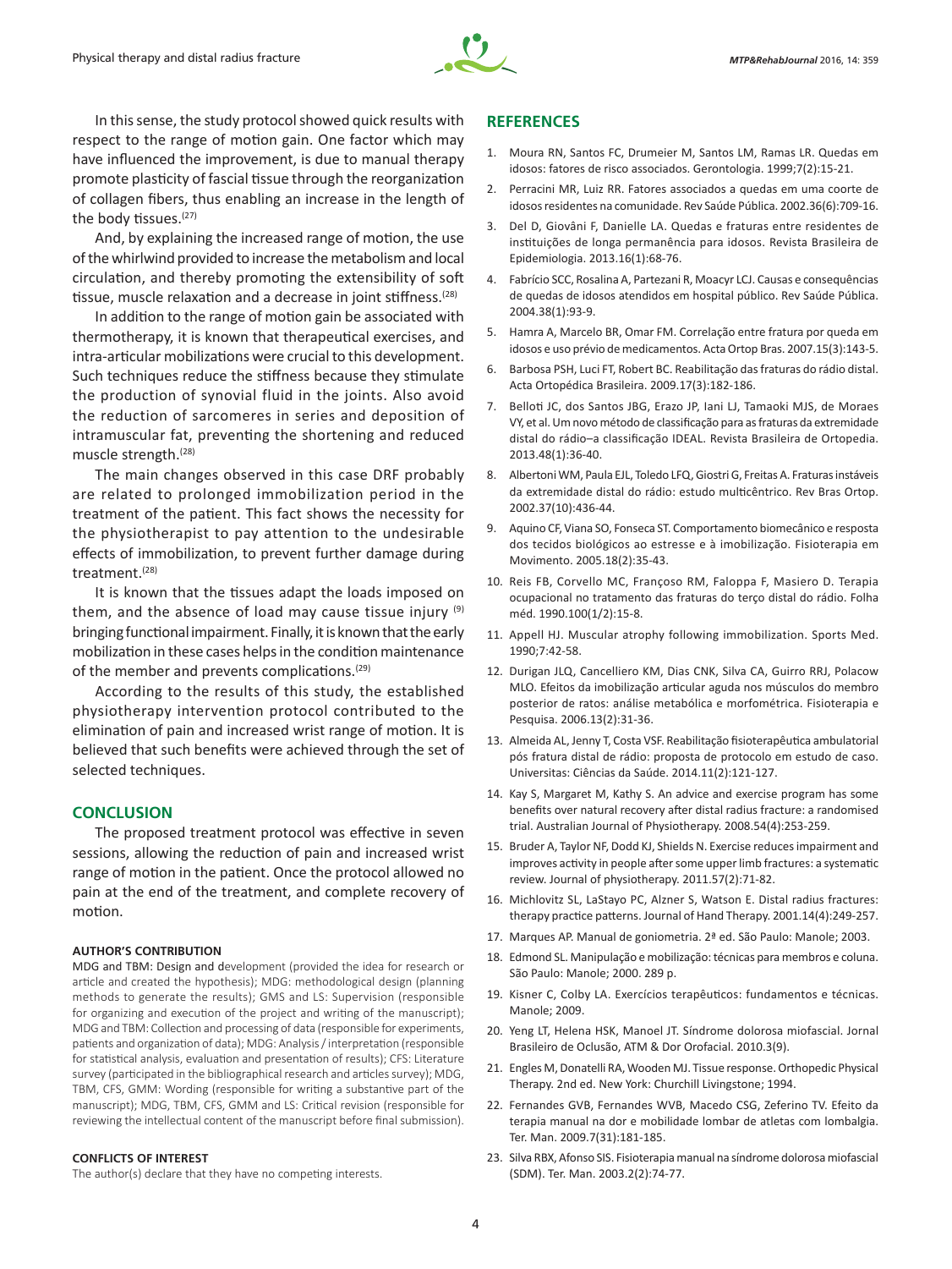In this sense, the study protocol showed quick results with respect to the range of motion gain. One factor which may have influenced the improvement, is due to manual therapy promote plasticity of fascial tissue through the reorganization of collagen fibers, thus enabling an increase in the length of the body tissues.[27]

And, by explaining the increased range of motion, the use of the whirlwind provided to increase the metabolism and local circulation, and thereby promoting the extensibility of soft tissue, muscle relaxation and a decrease in joint stiffness.[28]

In addition to the range of motion gain be associated with thermotherapy, it is known that therapeutical exercises, and intra-articular mobilizations were crucial to this development. Such techniques reduce the stiffness because they stimulate the production of synovial fluid in the joints. Also avoid the reduction of sarcomeres in series and deposition of intramuscular fat, preventing the shortening and reduced muscle strength.[28]

The main changes observed in this case DRF probably are related to prolonged immobilization period in the treatment of the patient. This fact shows the necessity for the physiotherapist to pay attention to the undesirable effects of immobilization, to prevent further damage during treatment.[28]

It is known that the tissues adapt the loads imposed on them, and the absence of load may cause tissue injury [9] bringing functional impairment. Finally, it is known that the early mobilization in these cases helps in the condition maintenance of the member and prevents complications.[29]

According to the results of this study, the established physiotherapy intervention protocol contributed to the elimination of pain and increased wrist range of motion. It is believed that such benefits were achieved through the set of selected techniques.

## CONCLUSION

The proposed treatment protocol was effective in seven sessions, allowing the reduction of pain and increased wrist range of motion in the patient. Once the protocol allowed no pain at the end of the treatment, and complete recovery of motion.

#### AUTHOR'S CONTRIBUTION

MDG and TBM: Design and development (provided the idea for research or article and created the hypothesis); MDG: methodological design (planning methods to generate the results); GMS and LS: Supervision (responsible for organizing and execution of the project and writing of the manuscript); MDG and TBM: Collection and processing of data (responsible for experiments, patients and organization of data); MDG: Analysis / interpretation (responsible for statistical analysis, evaluation and presentation of results); CFS: Literature survey (participated in the bibliographical research and articles survey); MDG, TBM, CFS, GMM: Wording (responsible for writing a substantive part of the manuscript); MDG, TBM, CFS, GMM and LS: Critical revision (responsible for reviewing the intellectual content of the manuscript before final submission).

#### CONFLICTS OF INTEREST

The author(s) declare that they have no competing interests.

## REFERENCES

1. Moura RN, Santos FC, Drumeier M, Santos LM, Ramas LR. Quedas em idosos: fatores de risco associados. Gerontologia. 1999;7(2):15-21.
2. Perracini MR, Luiz RR. Fatores associados a quedas em uma coorte de idosos residentes na comunidade. Rev Saúde Pública. 2002.36(6):709-16.
3. Del D, Giovâni F, Danielle LA. Quedas e fraturas entre residentes de instituições de longa permanência para idosos. Revista Brasileira de Epidemiologia. 2013.16(1):68-76.
4. Fabrício SCC, Rosalina A, Partezani R, Moacyr LCJ. Causas e consequências de quedas de idosos atendidos em hospital público. Rev Saúde Pública. 2004.38(1):93-9.
5. Hamra A, Marcelo BR, Omar FM. Correlação entre fratura por queda em idosos e uso prévio de medicamentos. Acta Ortop Bras. 2007.15(3):143-5.
6. Barbosa PSH, Luci FT, Robert BC. Reabilitação das fraturas do rádio distal. Acta Ortopédica Brasileira. 2009.17(3):182-186.
7. Belloti JC, dos Santos JBG, Erazo JP, Iani LJ, Tamaoki MJS, de Moraes VY, et al. Um novo método de classificação para as fraturas da extremidade distal do rádio–a classificação IDEAL. Revista Brasileira de Ortopedia. 2013.48(1):36-40.
8. Albertoni WM, Paula EJL, Toledo LFQ, Giostri G, Freitas A. Fraturas instáveis da extremidade distal do rádio: estudo multicêntrico. Rev Bras Ortop. 2002.37(10):436-44.
9. Aquino CF, Viana SO, Fonseca ST. Comportamento biomecânico e resposta dos tecidos biológicos ao estresse e à imobilização. Fisioterapia em Movimento. 2005.18(2):35-43.
10. Reis FB, Corvello MC, Françoso RM, Faloppa F, Masiero D. Terapia ocupacional no tratamento das fraturas do terço distal do rádio. Folha méd. 1990.100(1/2):15-8.
11. Appell HJ. Muscular atrophy following immobilization. Sports Med. 1990;7:42-58.
12. Durigan JLQ, Cancelliero KM, Dias CNK, Silva CA, Guirro RRJ, Polacow MLO. Efeitos da imobilização articular aguda nos músculos do membro posterior de ratos: análise metabólica e morfométrica. Fisioterapia e Pesquisa. 2006.13(2):31-36.
13. Almeida AL, Jenny T, Costa VSF. Reabilitação fisioterapêutica ambulatorial pós fratura distal de rádio: proposta de protocolo em estudo de caso. Universitas: Ciências da Saúde. 2014.11(2):121-127.
14. Kay S, Margaret M, Kathy S. An advice and exercise program has some benefits over natural recovery after distal radius fracture: a randomised trial. Australian Journal of Physiotherapy. 2008.54(4):253-259.
15. Bruder A, Taylor NF, Dodd KJ, Shields N. Exercise reduces impairment and improves activity in people after some upper limb fractures: a systematic review. Journal of physiotherapy. 2011.57(2):71-82.
16. Michlovitz SL, LaStayo PC, Alzner S, Watson E. Distal radius fractures: therapy practice patterns. Journal of Hand Therapy. 2001.14(4):249-257.
17. Marques AP. Manual de goniometria. 2ª ed. São Paulo: Manole; 2003.
18. Edmond SL. Manipulação e mobilização: técnicas para membros e coluna. São Paulo: Manole; 2000. 289 p.
19. Kisner C, Colby LA. Exercícios terapêuticos: fundamentos e técnicas. Manole; 2009.
20. Yeng LT, Helena HSK, Manoel JT. Síndrome dolorosa miofascial. Jornal Brasileiro de Oclusão, ATM & Dor Orofacial. 2010.3(9).
21. Engles M, Donatelli RA, Wooden MJ. Tissue response. Orthopedic Physical Therapy. 2nd ed. New York: Churchill Livingstone; 1994.
22. Fernandes GVB, Fernandes WVB, Macedo CSG, Zeferino TV. Efeito da terapia manual na dor e mobilidade lombar de atletas com lombalgia. Ter. Man. 2009.7(31):181-185.
23. Silva RBX, Afonso SIS. Fisioterapia manual na síndrome dolorosa miofascial (SDM). Ter. Man. 2003.2(2):74-77.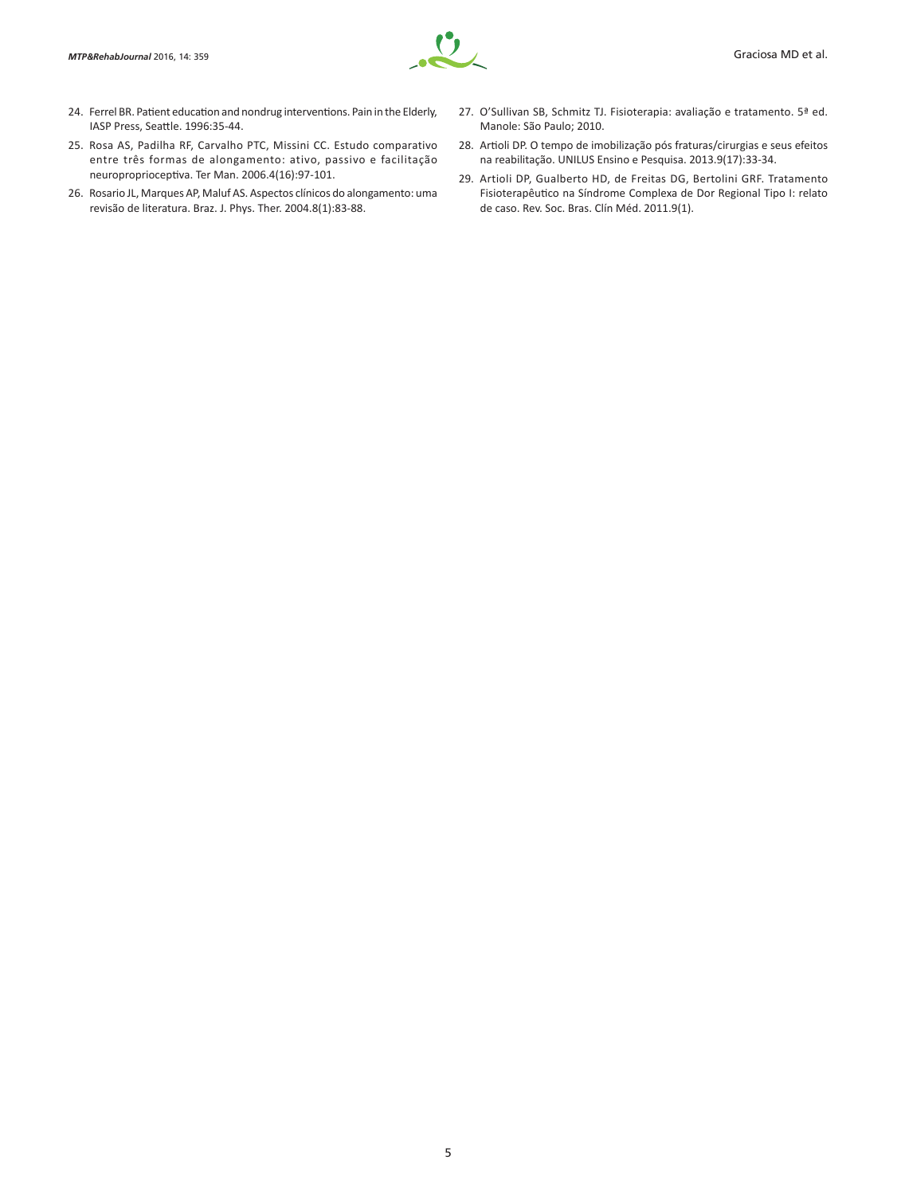24. Ferrel BR. Patient education and nondrug interventions. Pain in the Elderly, IASP Press, Seattle. 1996:35-44.
25. Rosa AS, Padilha RF, Carvalho PTC, Missini CC. Estudo comparativo entre três formas de alongamento: ativo, passivo e facilitação neuroproprioceptiva. Ter Man. 2006.4(16):97-101.
26. Rosario JL, Marques AP, Maluf AS. Aspectos clínicos do alongamento: uma revisão de literatura. Braz. J. Phys. Ther. 2004.8(1):83-88.
27. O'Sullivan SB, Schmitz TJ. Fisioterapia: avaliação e tratamento. 5ª ed. Manole: São Paulo; 2010.
28. Artioli DP. O tempo de imobilização pós fraturas/cirurgias e seus efeitos na reabilitação. UNILUS Ensino e Pesquisa. 2013.9(17):33-34.
29. Artioli DP, Gualberto HD, de Freitas DG, Bertolini GRF. Tratamento Fisioterapêutico na Síndrome Complexa de Dor Regional Tipo I: relato de caso. Rev. Soc. Bras. Clín Méd. 2011.9(1).